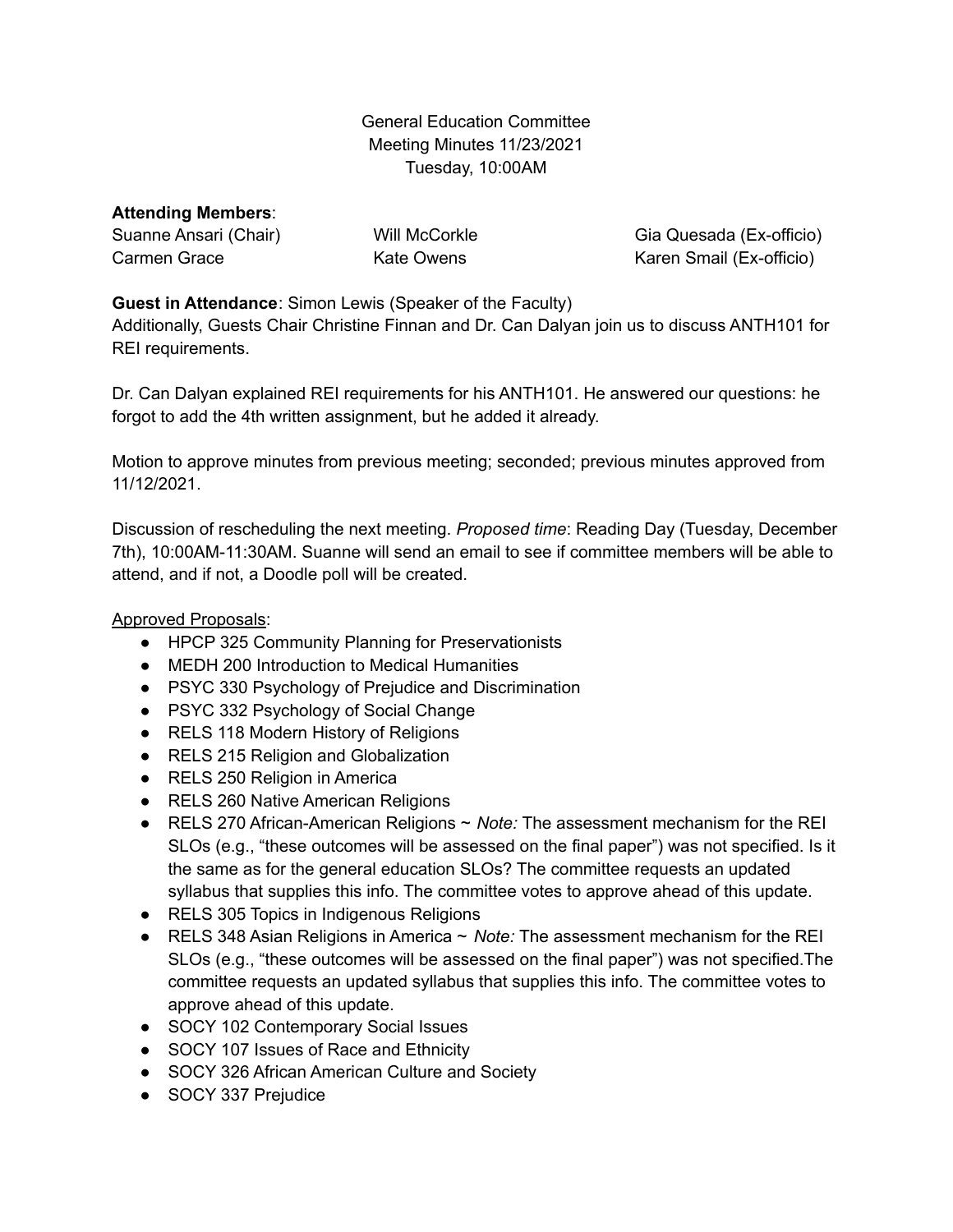General Education Committee
Meeting Minutes 11/23/2021
Tuesday, 10:00AM

**Attending Members**:

Suanne Ansari (Chair)
Carmen Grace
Will McCorkle
Kate Owens
Gia Quesada (Ex-officio)
Karen Smail (Ex-officio)

**Guest in Attendance**: Simon Lewis (Speaker of the Faculty)
Additionally, Guests Chair Christine Finnan and Dr. Can Dalyan join us to discuss ANTH101 for REI requirements.

Dr. Can Dalyan explained REI requirements for his ANTH101. He answered our questions: he forgot to add the 4th written assignment, but he added it already.

Motion to approve minutes from previous meeting; seconded; previous minutes approved from 11/12/2021.

Discussion of rescheduling the next meeting. *Proposed time*: Reading Day (Tuesday, December 7th), 10:00AM-11:30AM. Suanne will send an email to see if committee members will be able to attend, and if not, a Doodle poll will be created.

<u>Approved Proposals</u>:

- HPCP 325 Community Planning for Preservationists
- MEDH 200 Introduction to Medical Humanities
- PSYC 330 Psychology of Prejudice and Discrimination
- PSYC 332 Psychology of Social Change
- RELS 118 Modern History of Religions
- RELS 215 Religion and Globalization
- RELS 250 Religion in America
- RELS 260 Native American Religions
- RELS 270 African-American Religions ~ *Note:* The assessment mechanism for the REI SLOs (e.g., "these outcomes will be assessed on the final paper") was not specified. Is it the same as for the general education SLOs? The committee requests an updated syllabus that supplies this info. The committee votes to approve ahead of this update.
- RELS 305 Topics in Indigenous Religions
- RELS 348 Asian Religions in America ~ *Note:* The assessment mechanism for the REI SLOs (e.g., "these outcomes will be assessed on the final paper") was not specified.The committee requests an updated syllabus that supplies this info. The committee votes to approve ahead of this update.
- SOCY 102 Contemporary Social Issues
- SOCY 107 Issues of Race and Ethnicity
- SOCY 326 African American Culture and Society
- SOCY 337 Prejudice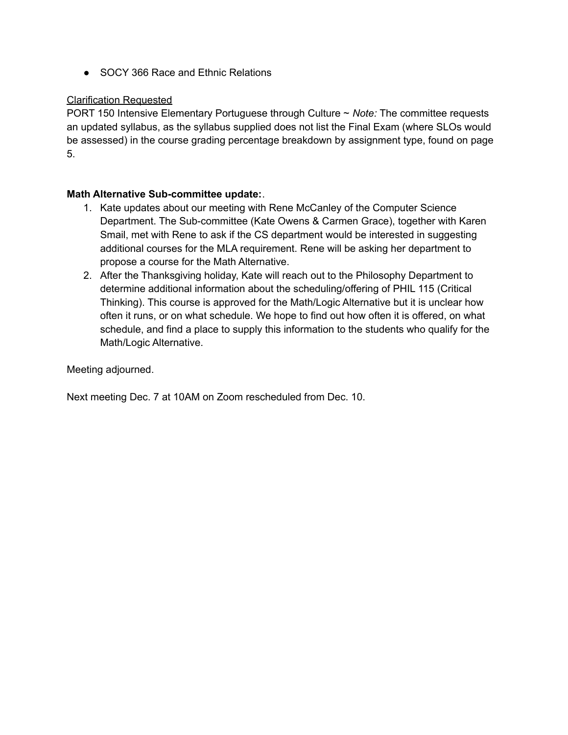- SOCY 366 Race and Ethnic Relations

<u>Clarification Requested</u>
PORT 150 Intensive Elementary Portuguese through Culture ~ *Note:* The committee requests an updated syllabus, as the syllabus supplied does not list the Final Exam (where SLOs would be assessed) in the course grading percentage breakdown by assignment type, found on page 5.

**Math Alternative Sub-committee update:**.

1. Kate updates about our meeting with Rene McCanley of the Computer Science Department. The Sub-committee (Kate Owens & Carmen Grace), together with Karen Smail, met with Rene to ask if the CS department would be interested in suggesting additional courses for the MLA requirement. Rene will be asking her department to propose a course for the Math Alternative.
2. After the Thanksgiving holiday, Kate will reach out to the Philosophy Department to determine additional information about the scheduling/offering of PHIL 115 (Critical Thinking). This course is approved for the Math/Logic Alternative but it is unclear how often it runs, or on what schedule. We hope to find out how often it is offered, on what schedule, and find a place to supply this information to the students who qualify for the Math/Logic Alternative.

Meeting adjourned.

Next meeting Dec. 7 at 10AM on Zoom rescheduled from Dec. 10.